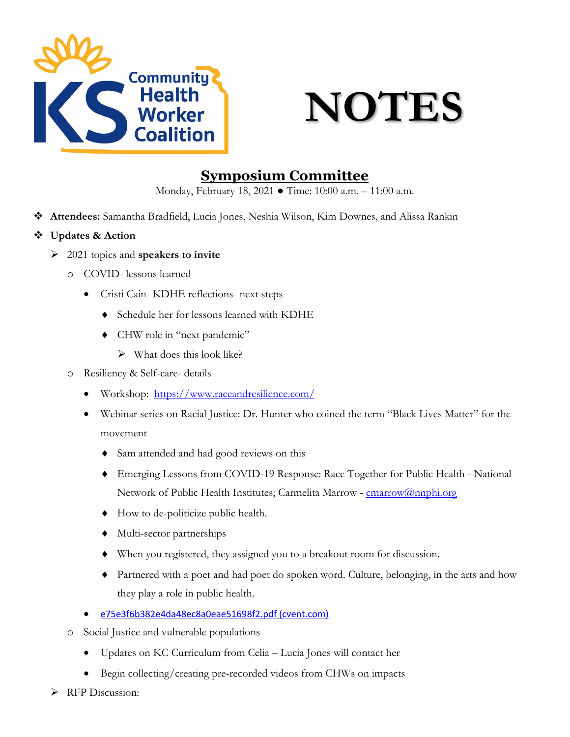Community Health Worker Coalition

# NOTES

## Symposium Committee

Monday, February 18, 2021 ● Time: 10:00 a.m. – 11:00 a.m.

- **Attendees:** Samantha Bradfield, Lucia Jones, Neshia Wilson, Kim Downes, and Alissa Rankin
- **Updates & Action**
  - 2021 topics and **speakers to invite**
    - COVID- lessons learned
      - Cristi Cain- KDHE reflections- next steps
        - Schedule her for lessons learned with KDHE
        - CHW role in "next pandemic"
          - What does this look like?
    - Resiliency & Self-care- details
      - Workshop: [https://www.raceandresilience.com/](https://www.raceandresilience.com/)
      - Webinar series on Racial Justice: Dr. Hunter who coined the term "Black Lives Matter" for the movement
        - Sam attended and had good reviews on this
        - Emerging Lessons from COVID-19 Response: Race Together for Public Health - National Network of Public Health Institutes; Carmelita Marrow - [cmarrow@nnphi.org](mailto:cmarrow@nnphi.org)
        - How to de-politicize public health.
        - Multi-sector partnerships
        - When you registered, they assigned you to a breakout room for discussion.
        - Partnered with a poet and had poet do spoken word. Culture, belonging, in the arts and how they play a role in public health.
      - e75e3f6b382e4da48ec8a0eae51698f2.pdf (cvent.com)
    - Social Justice and vulnerable populations
      - Updates on KC Curriculum from Celia – Lucia Jones will contact her
      - Begin collecting/creating pre-recorded videos from CHWs on impacts
  - RFP Discussion: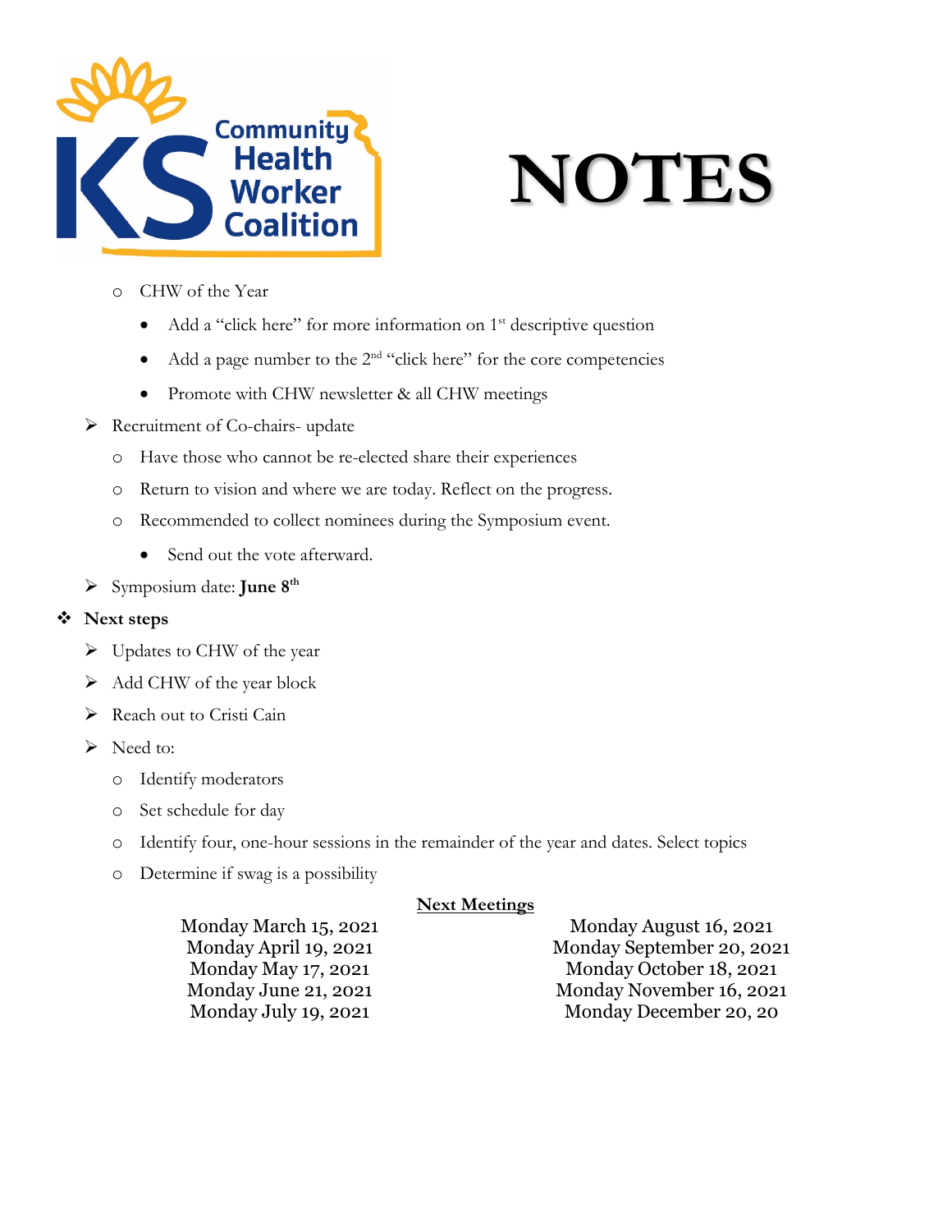Community Health Worker Coalition

# NOTES

  - CHW of the Year
    - Add a "click here" for more information on 1st descriptive question
    - Add a page number to the 2nd "click here" for the core competencies
    - Promote with CHW newsletter & all CHW meetings
- Recruitment of Co-chairs- update
  - Have those who cannot be re-elected share their experiences
  - Return to vision and where we are today. Reflect on the progress.
  - Recommended to collect nominees during the Symposium event.
    - Send out the vote afterward.
- Symposium date: **June 8th**

**Next steps**

- Updates to CHW of the year
- Add CHW of the year block
- Reach out to Cristi Cain
- Need to:
  - Identify moderators
  - Set schedule for day
  - Identify four, one-hour sessions in the remainder of the year and dates. Select topics
  - Determine if swag is a possibility

**Next Meetings**

Monday March 15, 2021
Monday April 19, 2021
Monday May 17, 2021
Monday June 21, 2021
Monday July 19, 2021
Monday August 16, 2021
Monday September 20, 2021
Monday October 18, 2021
Monday November 16, 2021
Monday December 20, 20